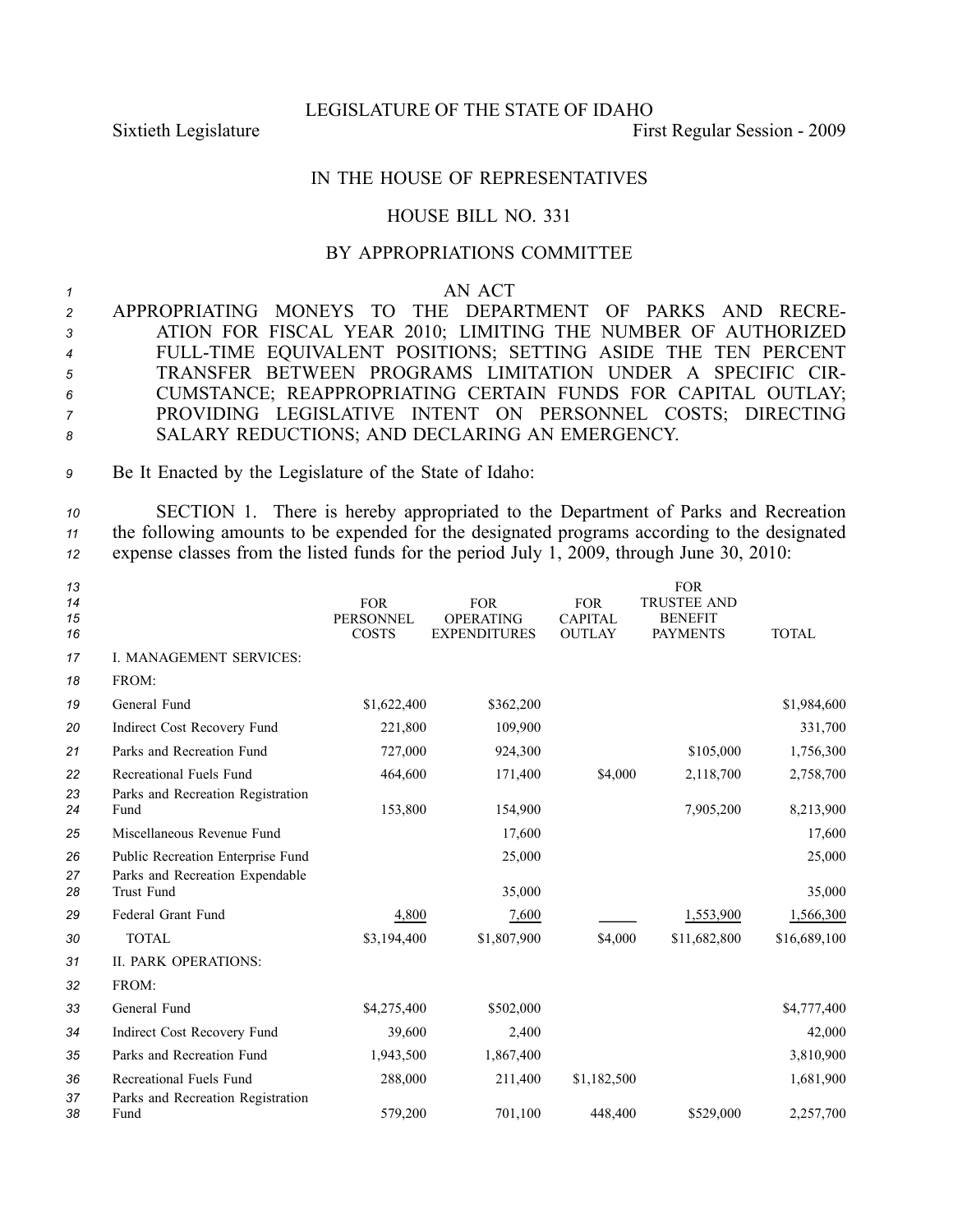LEGISLATURE OF THE STATE OF IDAHO

Sixtieth Legislature First Regular Session - 2009

IN THE HOUSE OF REPRESENTATIVES

HOUSE BILL NO. 331

BY APPROPRIATIONS COMMITTEE

AN ACT

APPROPRIATING MONEYS TO THE DEPARTMENT OF PARKS AND RECREATION FOR FISCAL YEAR 2010; LIMITING THE NUMBER OF AUTHORIZED FULL-TIME EQUIVALENT POSITIONS; SETTING ASIDE THE TEN PERCENT TRANSFER BETWEEN PROGRAMS LIMITATION UNDER A SPECIFIC CIRCUMSTANCE; REAPPROPRIATING CERTAIN FUNDS FOR CAPITAL OUTLAY; PROVIDING LEGISLATIVE INTENT ON PERSONNEL COSTS; DIRECTING SALARY REDUCTIONS; AND DECLARING AN EMERGENCY.

Be It Enacted by the Legislature of the State of Idaho:

SECTION 1. There is hereby appropriated to the Department of Parks and Recreation the following amounts to be expended for the designated programs according to the designated expense classes from the listed funds for the period July 1, 2009, through June 30, 2010:

| | FOR PERSONNEL COSTS | FOR OPERATING EXPENDITURES | FOR CAPITAL OUTLAY | FOR TRUSTEE AND BENEFIT PAYMENTS | TOTAL |
|---|---|---|---|---|---|
| I. MANAGEMENT SERVICES: | | | | | |
| FROM: | | | | | |
| General Fund | $1,622,400 | $362,200 | | | $1,984,600 |
| Indirect Cost Recovery Fund | 221,800 | 109,900 | | | 331,700 |
| Parks and Recreation Fund | 727,000 | 924,300 | | $105,000 | 1,756,300 |
| Recreational Fuels Fund | 464,600 | 171,400 | $4,000 | 2,118,700 | 2,758,700 |
| Parks and Recreation Registration Fund | 153,800 | 154,900 | | 7,905,200 | 8,213,900 |
| Miscellaneous Revenue Fund | | 17,600 | | | 17,600 |
| Public Recreation Enterprise Fund | | 25,000 | | | 25,000 |
| Parks and Recreation Expendable Trust Fund | | 35,000 | | | 35,000 |
| Federal Grant Fund | 4,800 | 7,600 | | 1,553,900 | 1,566,300 |
| TOTAL | $3,194,400 | $1,807,900 | $4,000 | $11,682,800 | $16,689,100 |
| II. PARK OPERATIONS: | | | | | |
| FROM: | | | | | |
| General Fund | $4,275,400 | $502,000 | | | $4,777,400 |
| Indirect Cost Recovery Fund | 39,600 | 2,400 | | | 42,000 |
| Parks and Recreation Fund | 1,943,500 | 1,867,400 | | | 3,810,900 |
| Recreational Fuels Fund | 288,000 | 211,400 | $1,182,500 | | 1,681,900 |
| Parks and Recreation Registration Fund | 579,200 | 701,100 | 448,400 | $529,000 | 2,257,700 |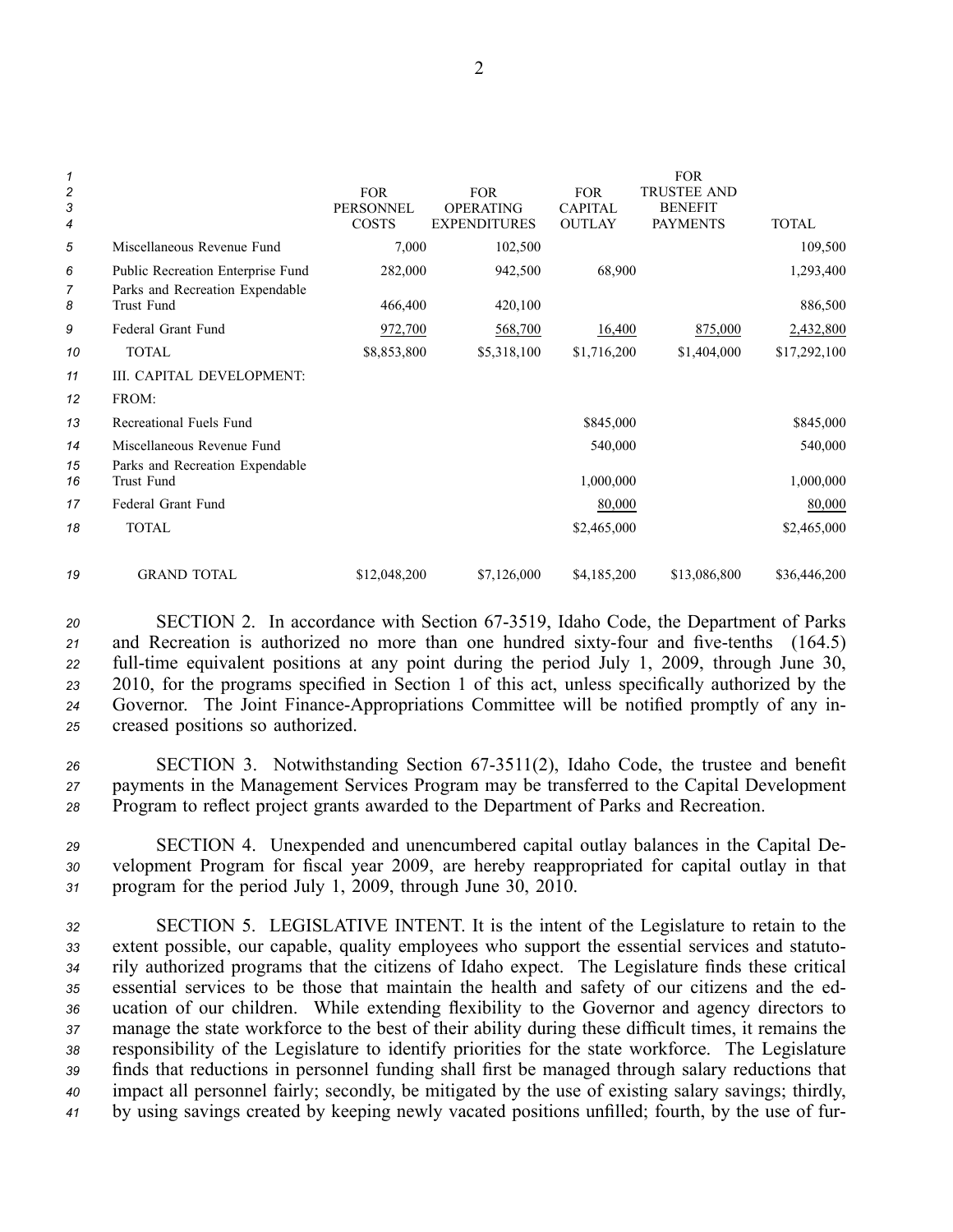| | FOR PERSONNEL COSTS | FOR OPERATING EXPENDITURES | FOR CAPITAL OUTLAY | FOR TRUSTEE AND BENEFIT PAYMENTS | TOTAL |
|---|---|---|---|---|---|
| Miscellaneous Revenue Fund | 7,000 | 102,500 | | | 109,500 |
| Public Recreation Enterprise Fund | 282,000 | 942,500 | 68,900 | | 1,293,400 |
| Parks and Recreation Expendable Trust Fund | 466,400 | 420,100 | | | 886,500 |
| Federal Grant Fund | 972,700 | 568,700 | 16,400 | 875,000 | 2,432,800 |
| TOTAL | $8,853,800 | $5,318,100 | $1,716,200 | $1,404,000 | $17,292,100 |
| III. CAPITAL DEVELOPMENT: | | | | | |
| FROM: | | | | | |
| Recreational Fuels Fund | | | $845,000 | | $845,000 |
| Miscellaneous Revenue Fund | | | 540,000 | | 540,000 |
| Parks and Recreation Expendable Trust Fund | | | 1,000,000 | | 1,000,000 |
| Federal Grant Fund | | | 80,000 | | 80,000 |
| TOTAL | | | $2,465,000 | | $2,465,000 |
| GRAND TOTAL | $12,048,200 | $7,126,000 | $4,185,200 | $13,086,800 | $36,446,200 |

SECTION 2. In accordance with Section 67-3519, Idaho Code, the Department of Parks and Recreation is authorized no more than one hundred sixty-four and five-tenths (164.5) full-time equivalent positions at any point during the period July 1, 2009, through June 30, 2010, for the programs specified in Section 1 of this act, unless specifically authorized by the Governor. The Joint Finance-Appropriations Committee will be notified promptly of any increased positions so authorized.

SECTION 3. Notwithstanding Section 67-3511(2), Idaho Code, the trustee and benefit payments in the Management Services Program may be transferred to the Capital Development Program to reflect project grants awarded to the Department of Parks and Recreation.

SECTION 4. Unexpended and unencumbered capital outlay balances in the Capital Development Program for fiscal year 2009, are hereby reappropriated for capital outlay in that program for the period July 1, 2009, through June 30, 2010.

SECTION 5. LEGISLATIVE INTENT. It is the intent of the Legislature to retain to the extent possible, our capable, quality employees who support the essential services and statutorily authorized programs that the citizens of Idaho expect. The Legislature finds these critical essential services to be those that maintain the health and safety of our citizens and the education of our children. While extending flexibility to the Governor and agency directors to manage the state workforce to the best of their ability during these difficult times, it remains the responsibility of the Legislature to identify priorities for the state workforce. The Legislature finds that reductions in personnel funding shall first be managed through salary reductions that impact all personnel fairly; secondly, be mitigated by the use of existing salary savings; thirdly, by using savings created by keeping newly vacated positions unfilled; fourth, by the use of fur-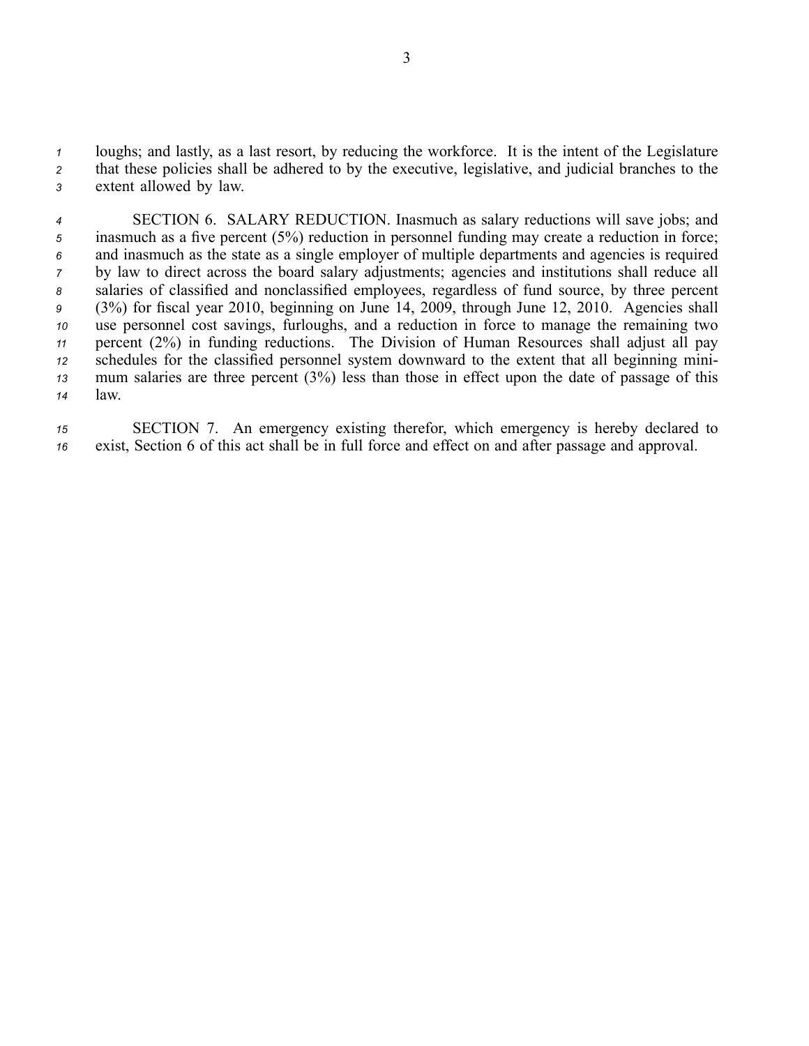loughs; and lastly, as a last resort, by reducing the workforce. It is the intent of the Legislature that these policies shall be adhered to by the executive, legislative, and judicial branches to the extent allowed by law.

SECTION 6. SALARY REDUCTION. Inasmuch as salary reductions will save jobs; and inasmuch as a five percent (5%) reduction in personnel funding may create a reduction in force; and inasmuch as the state as a single employer of multiple departments and agencies is required by law to direct across the board salary adjustments; agencies and institutions shall reduce all salaries of classified and nonclassified employees, regardless of fund source, by three percent (3%) for fiscal year 2010, beginning on June 14, 2009, through June 12, 2010. Agencies shall use personnel cost savings, furloughs, and a reduction in force to manage the remaining two percent (2%) in funding reductions. The Division of Human Resources shall adjust all pay schedules for the classified personnel system downward to the extent that all beginning minimum salaries are three percent (3%) less than those in effect upon the date of passage of this law.

SECTION 7. An emergency existing therefor, which emergency is hereby declared to exist, Section 6 of this act shall be in full force and effect on and after passage and approval.